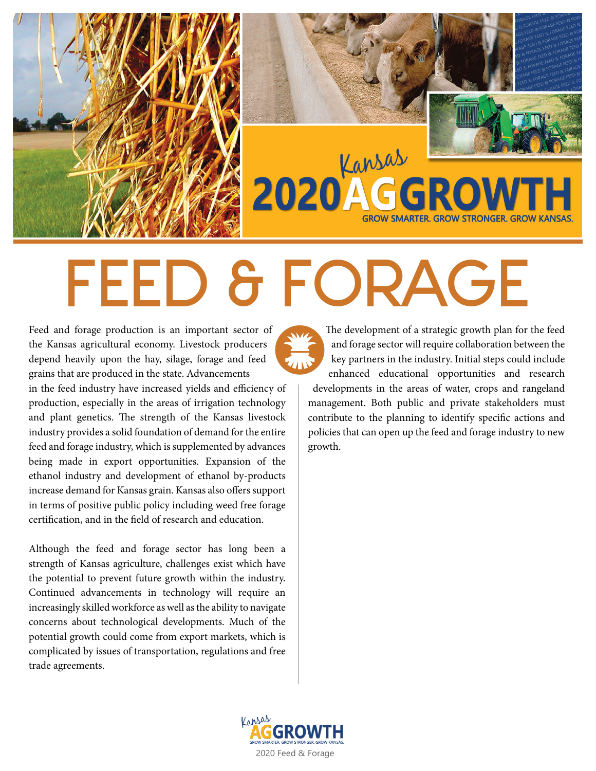# Kansas 2020 AG GROWTH

GROW SMARTER. GROW STRONGER. GROW KANSAS.

# FEED & FORAGE

Feed and forage production is an important sector of the Kansas agricultural economy. Livestock producers depend heavily upon the hay, silage, forage and feed grains that are produced in the state. Advancements in the feed industry have increased yields and efficiency of production, especially in the areas of irrigation technology and plant genetics. The strength of the Kansas livestock industry provides a solid foundation of demand for the entire feed and forage industry, which is supplemented by advances being made in export opportunities. Expansion of the ethanol industry and development of ethanol by-products increase demand for Kansas grain. Kansas also offers support in terms of positive public policy including weed free forage certification, and in the field of research and education.

Although the feed and forage sector has long been a strength of Kansas agriculture, challenges exist which have the potential to prevent future growth within the industry. Continued advancements in technology will require an increasingly skilled workforce as well as the ability to navigate concerns about technological developments. Much of the potential growth could come from export markets, which is complicated by issues of transportation, regulations and free trade agreements.

The development of a strategic growth plan for the feed and forage sector will require collaboration between the key partners in the industry. Initial steps could include enhanced educational opportunities and research developments in the areas of water, crops and rangeland management. Both public and private stakeholders must contribute to the planning to identify specific actions and policies that can open up the feed and forage industry to new growth.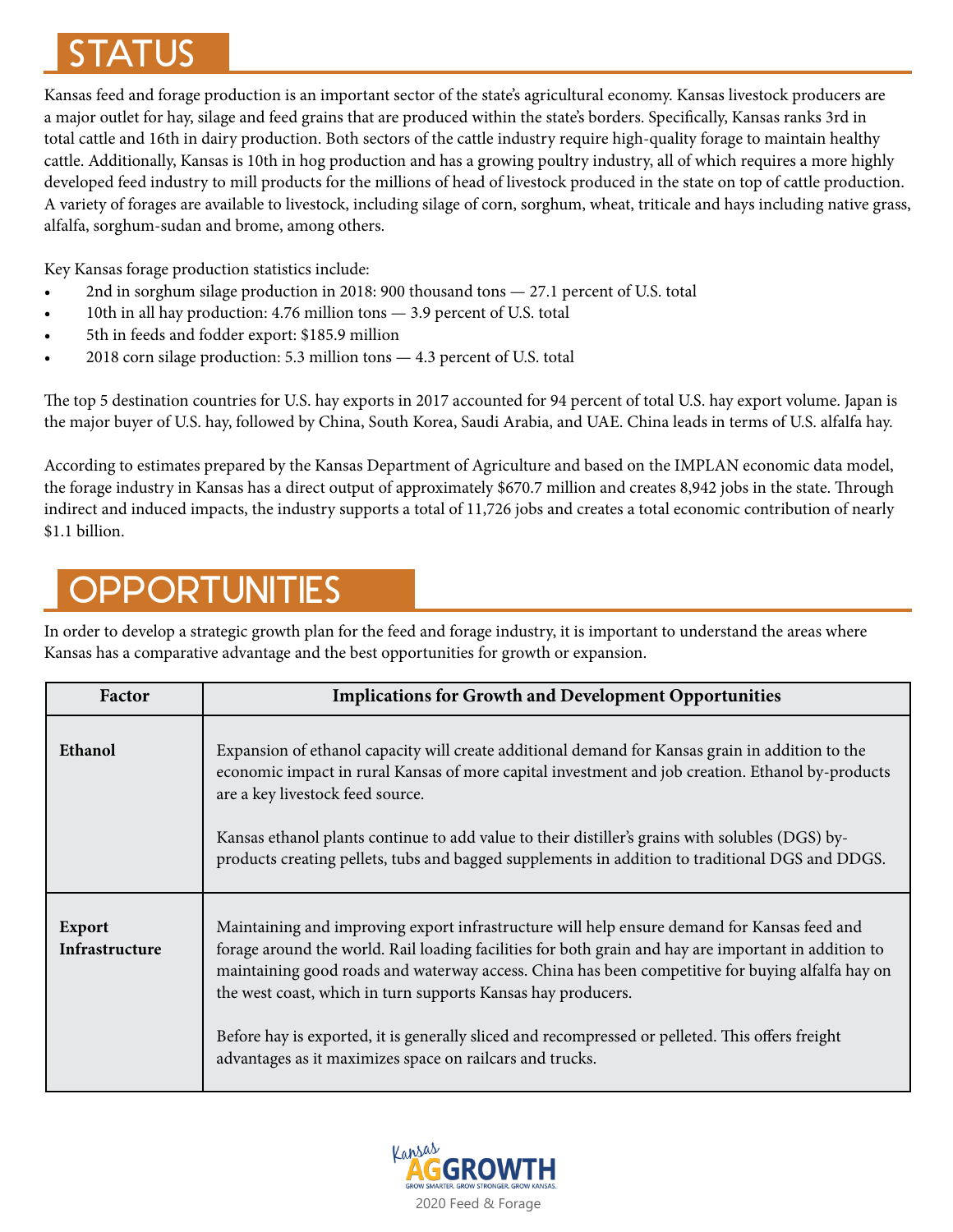# STATUS

Kansas feed and forage production is an important sector of the state's agricultural economy. Kansas livestock producers are a major outlet for hay, silage and feed grains that are produced within the state's borders. Specifically, Kansas ranks 3rd in total cattle and 16th in dairy production. Both sectors of the cattle industry require high-quality forage to maintain healthy cattle. Additionally, Kansas is 10th in hog production and has a growing poultry industry, all of which requires a more highly developed feed industry to mill products for the millions of head of livestock produced in the state on top of cattle production. A variety of forages are available to livestock, including silage of corn, sorghum, wheat, triticale and hays including native grass, alfalfa, sorghum-sudan and brome, among others.

Key Kansas forage production statistics include:

- 2nd in sorghum silage production in 2018: 900 thousand tons — 27.1 percent of U.S. total
- 10th in all hay production: 4.76 million tons — 3.9 percent of U.S. total
- 5th in feeds and fodder export: $185.9 million
- 2018 corn silage production: 5.3 million tons — 4.3 percent of U.S. total

The top 5 destination countries for U.S. hay exports in 2017 accounted for 94 percent of total U.S. hay export volume. Japan is the major buyer of U.S. hay, followed by China, South Korea, Saudi Arabia, and UAE. China leads in terms of U.S. alfalfa hay.

According to estimates prepared by the Kansas Department of Agriculture and based on the IMPLAN economic data model, the forage industry in Kansas has a direct output of approximately $670.7 million and creates 8,942 jobs in the state. Through indirect and induced impacts, the industry supports a total of 11,726 jobs and creates a total economic contribution of nearly $1.1 billion.

# OPPORTUNITIES

In order to develop a strategic growth plan for the feed and forage industry, it is important to understand the areas where Kansas has a comparative advantage and the best opportunities for growth or expansion.

| Factor | Implications for Growth and Development Opportunities |
|---|---|
| **Ethanol** | Expansion of ethanol capacity will create additional demand for Kansas grain in addition to the economic impact in rural Kansas of more capital investment and job creation. Ethanol by-products are a key livestock feed source.<br><br>Kansas ethanol plants continue to add value to their distiller's grains with solubles (DGS) by-products creating pellets, tubs and bagged supplements in addition to traditional DGS and DDGS. |
| **Export Infrastructure** | Maintaining and improving export infrastructure will help ensure demand for Kansas feed and forage around the world. Rail loading facilities for both grain and hay are important in addition to maintaining good roads and waterway access. China has been competitive for buying alfalfa hay on the west coast, which in turn supports Kansas hay producers.<br><br>Before hay is exported, it is generally sliced and recompressed or pelleted. This offers freight advantages as it maximizes space on railcars and trucks. |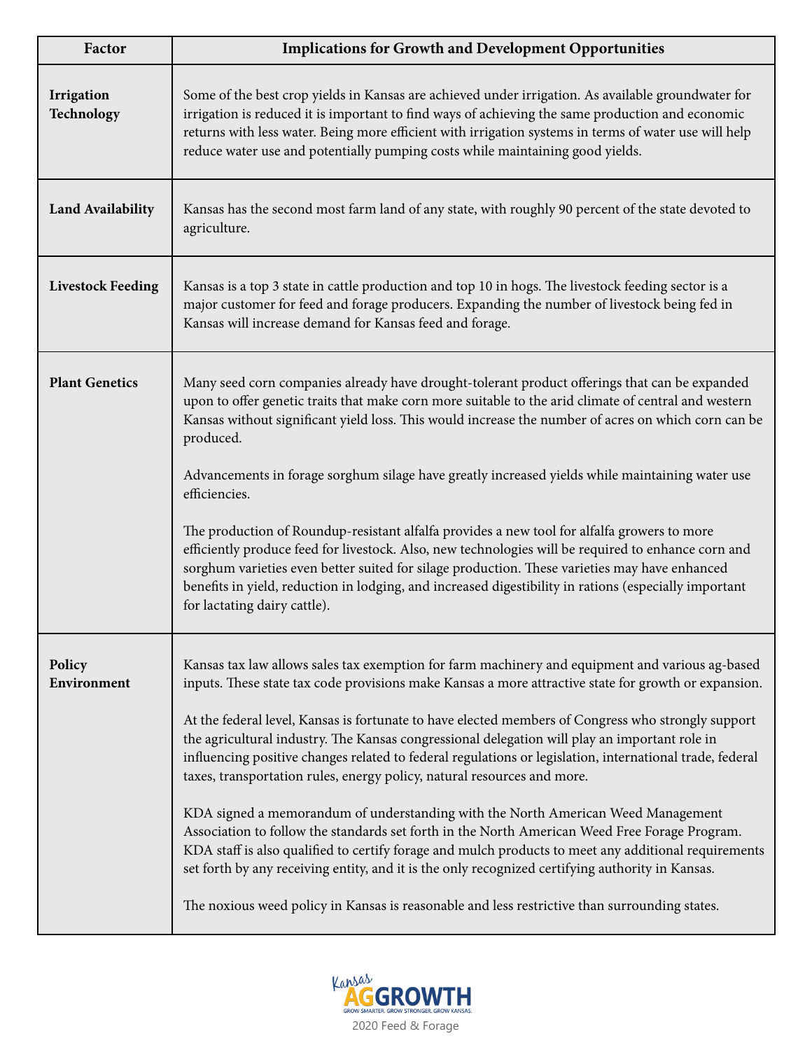| Factor | Implications for Growth and Development Opportunities |
|---|---|
| **Irrigation Technology** | Some of the best crop yields in Kansas are achieved under irrigation. As available groundwater for irrigation is reduced it is important to find ways of achieving the same production and economic returns with less water. Being more efficient with irrigation systems in terms of water use will help reduce water use and potentially pumping costs while maintaining good yields. |
| **Land Availability** | Kansas has the second most farm land of any state, with roughly 90 percent of the state devoted to agriculture. |
| **Livestock Feeding** | Kansas is a top 3 state in cattle production and top 10 in hogs. The livestock feeding sector is a major customer for feed and forage producers. Expanding the number of livestock being fed in Kansas will increase demand for Kansas feed and forage. |
| **Plant Genetics** | Many seed corn companies already have drought-tolerant product offerings that can be expanded upon to offer genetic traits that make corn more suitable to the arid climate of central and western Kansas without significant yield loss. This would increase the number of acres on which corn can be produced.<br><br>Advancements in forage sorghum silage have greatly increased yields while maintaining water use efficiencies.<br><br>The production of Roundup-resistant alfalfa provides a new tool for alfalfa growers to more efficiently produce feed for livestock. Also, new technologies will be required to enhance corn and sorghum varieties even better suited for silage production. These varieties may have enhanced benefits in yield, reduction in lodging, and increased digestibility in rations (especially important for lactating dairy cattle). |
| **Policy Environment** | Kansas tax law allows sales tax exemption for farm machinery and equipment and various ag-based inputs. These state tax code provisions make Kansas a more attractive state for growth or expansion.<br><br>At the federal level, Kansas is fortunate to have elected members of Congress who strongly support the agricultural industry. The Kansas congressional delegation will play an important role in influencing positive changes related to federal regulations or legislation, international trade, federal taxes, transportation rules, energy policy, natural resources and more.<br><br>KDA signed a memorandum of understanding with the North American Weed Management Association to follow the standards set forth in the North American Weed Free Forage Program. KDA staff is also qualified to certify forage and mulch products to meet any additional requirements set forth by any receiving entity, and it is the only recognized certifying authority in Kansas.<br><br>The noxious weed policy in Kansas is reasonable and less restrictive than surrounding states. |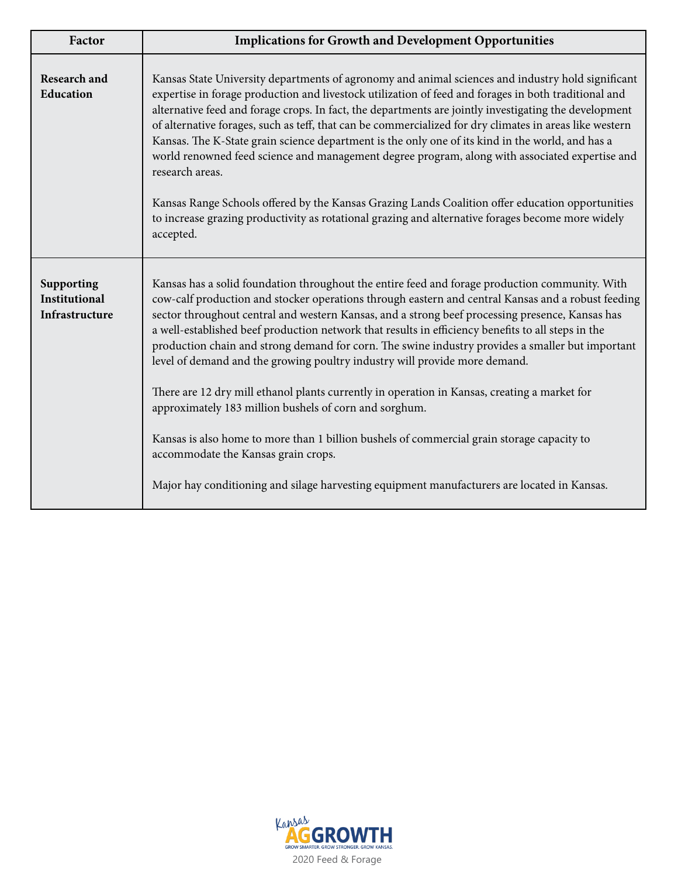| Factor | Implications for Growth and Development Opportunities |
|---|---|
| **Research and Education** | Kansas State University departments of agronomy and animal sciences and industry hold significant expertise in forage production and livestock utilization of feed and forages in both traditional and alternative feed and forage crops. In fact, the departments are jointly investigating the development of alternative forages, such as teff, that can be commercialized for dry climates in areas like western Kansas. The K-State grain science department is the only one of its kind in the world, and has a world renowned feed science and management degree program, along with associated expertise and research areas.<br><br>Kansas Range Schools offered by the Kansas Grazing Lands Coalition offer education opportunities to increase grazing productivity as rotational grazing and alternative forages become more widely accepted. |
| **Supporting Institutional Infrastructure** | Kansas has a solid foundation throughout the entire feed and forage production community. With cow-calf production and stocker operations through eastern and central Kansas and a robust feeding sector throughout central and western Kansas, and a strong beef processing presence, Kansas has a well-established beef production network that results in efficiency benefits to all steps in the production chain and strong demand for corn. The swine industry provides a smaller but important level of demand and the growing poultry industry will provide more demand.<br><br>There are 12 dry mill ethanol plants currently in operation in Kansas, creating a market for approximately 183 million bushels of corn and sorghum.<br><br>Kansas is also home to more than 1 billion bushels of commercial grain storage capacity to accommodate the Kansas grain crops.<br><br>Major hay conditioning and silage harvesting equipment manufacturers are located in Kansas. |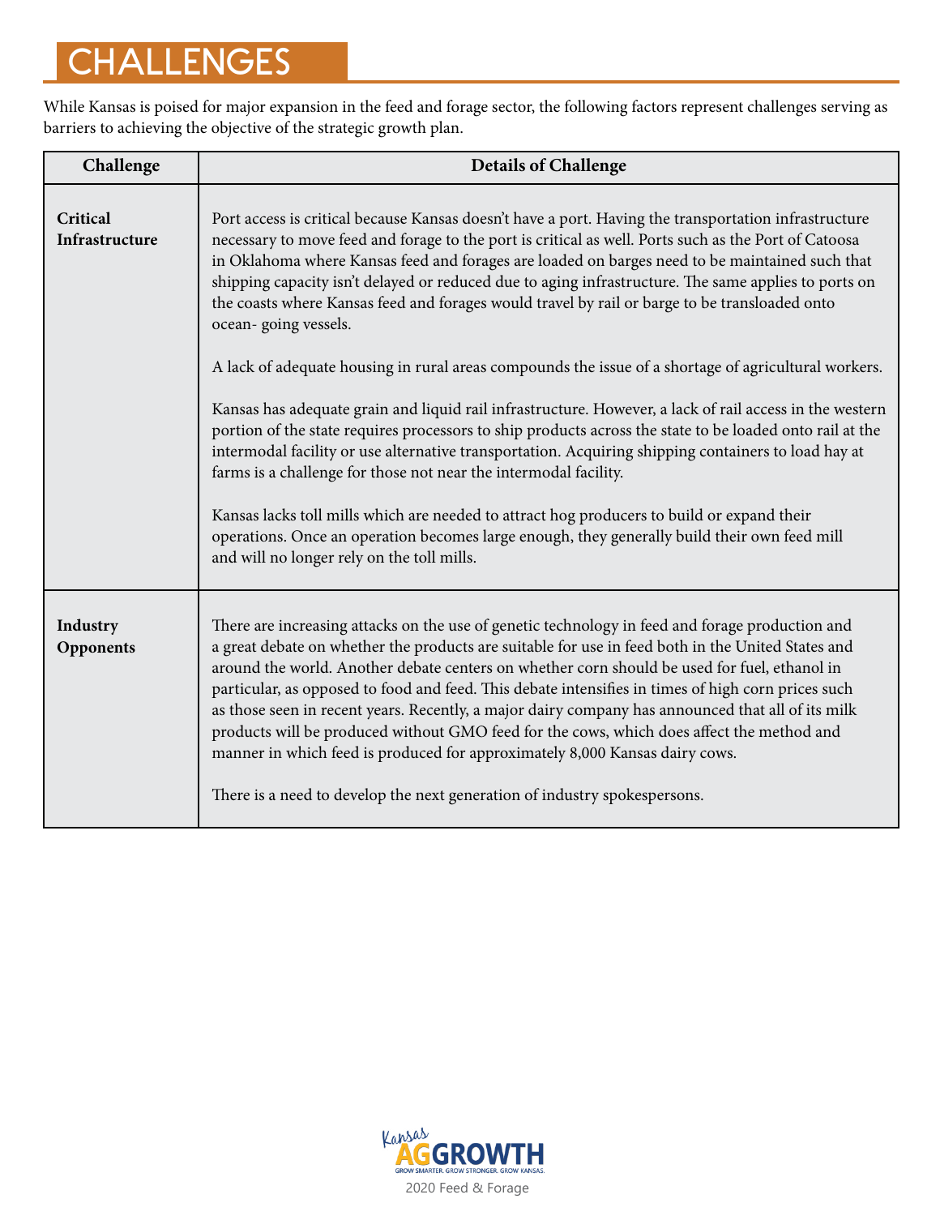# CHALLENGES

While Kansas is poised for major expansion in the feed and forage sector, the following factors represent challenges serving as barriers to achieving the objective of the strategic growth plan.

| Challenge | Details of Challenge |
| --- | --- |
| **Critical Infrastructure** | Port access is critical because Kansas doesn't have a port. Having the transportation infrastructure necessary to move feed and forage to the port is critical as well. Ports such as the Port of Catoosa in Oklahoma where Kansas feed and forages are loaded on barges need to be maintained such that shipping capacity isn't delayed or reduced due to aging infrastructure. The same applies to ports on the coasts where Kansas feed and forages would travel by rail or barge to be transloaded onto ocean- going vessels.<br><br>A lack of adequate housing in rural areas compounds the issue of a shortage of agricultural workers.<br><br>Kansas has adequate grain and liquid rail infrastructure. However, a lack of rail access in the western portion of the state requires processors to ship products across the state to be loaded onto rail at the intermodal facility or use alternative transportation. Acquiring shipping containers to load hay at farms is a challenge for those not near the intermodal facility.<br><br>Kansas lacks toll mills which are needed to attract hog producers to build or expand their operations. Once an operation becomes large enough, they generally build their own feed mill and will no longer rely on the toll mills. |
| **Industry Opponents** | There are increasing attacks on the use of genetic technology in feed and forage production and a great debate on whether the products are suitable for use in feed both in the United States and around the world. Another debate centers on whether corn should be used for fuel, ethanol in particular, as opposed to food and feed. This debate intensifies in times of high corn prices such as those seen in recent years. Recently, a major dairy company has announced that all of its milk products will be produced without GMO feed for the cows, which does affect the method and manner in which feed is produced for approximately 8,000 Kansas dairy cows.<br><br>There is a need to develop the next generation of industry spokespersons. |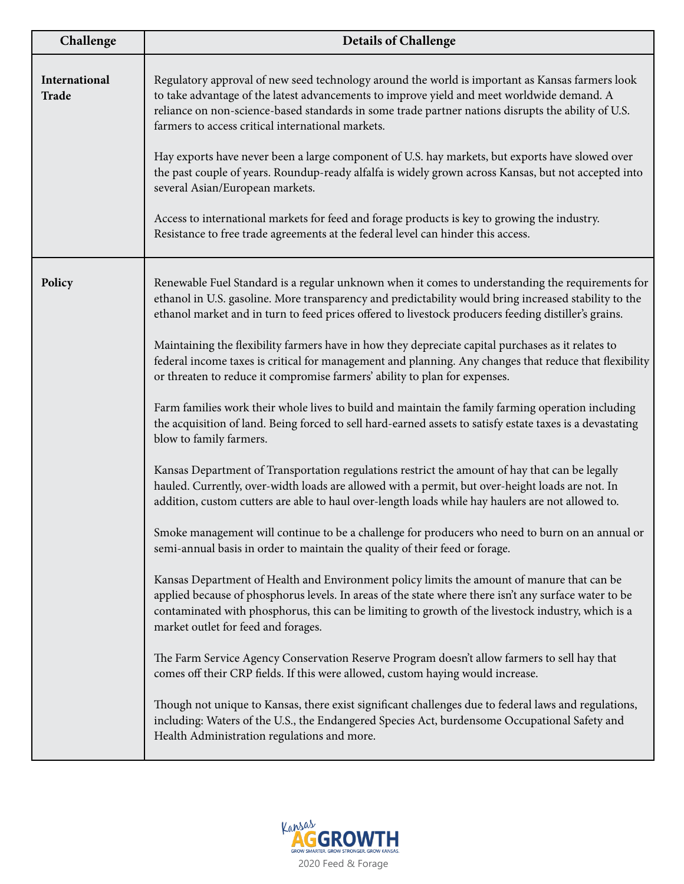| Challenge | Details of Challenge |
|---|---|
| **International Trade** | Regulatory approval of new seed technology around the world is important as Kansas farmers look to take advantage of the latest advancements to improve yield and meet worldwide demand. A reliance on non-science-based standards in some trade partner nations disrupts the ability of U.S. farmers to access critical international markets.<br><br>Hay exports have never been a large component of U.S. hay markets, but exports have slowed over the past couple of years. Roundup-ready alfalfa is widely grown across Kansas, but not accepted into several Asian/European markets.<br><br>Access to international markets for feed and forage products is key to growing the industry. Resistance to free trade agreements at the federal level can hinder this access. |
| **Policy** | Renewable Fuel Standard is a regular unknown when it comes to understanding the requirements for ethanol in U.S. gasoline. More transparency and predictability would bring increased stability to the ethanol market and in turn to feed prices offered to livestock producers feeding distiller's grains.<br><br>Maintaining the flexibility farmers have in how they depreciate capital purchases as it relates to federal income taxes is critical for management and planning. Any changes that reduce that flexibility or threaten to reduce it compromise farmers' ability to plan for expenses.<br><br>Farm families work their whole lives to build and maintain the family farming operation including the acquisition of land. Being forced to sell hard-earned assets to satisfy estate taxes is a devastating blow to family farmers.<br><br>Kansas Department of Transportation regulations restrict the amount of hay that can be legally hauled. Currently, over-width loads are allowed with a permit, but over-height loads are not. In addition, custom cutters are able to haul over-length loads while hay haulers are not allowed to.<br><br>Smoke management will continue to be a challenge for producers who need to burn on an annual or semi-annual basis in order to maintain the quality of their feed or forage.<br><br>Kansas Department of Health and Environment policy limits the amount of manure that can be applied because of phosphorus levels. In areas of the state where there isn't any surface water to be contaminated with phosphorus, this can be limiting to growth of the livestock industry, which is a market outlet for feed and forages.<br><br>The Farm Service Agency Conservation Reserve Program doesn't allow farmers to sell hay that comes off their CRP fields. If this were allowed, custom haying would increase.<br><br>Though not unique to Kansas, there exist significant challenges due to federal laws and regulations, including: Waters of the U.S., the Endangered Species Act, burdensome Occupational Safety and Health Administration regulations and more. |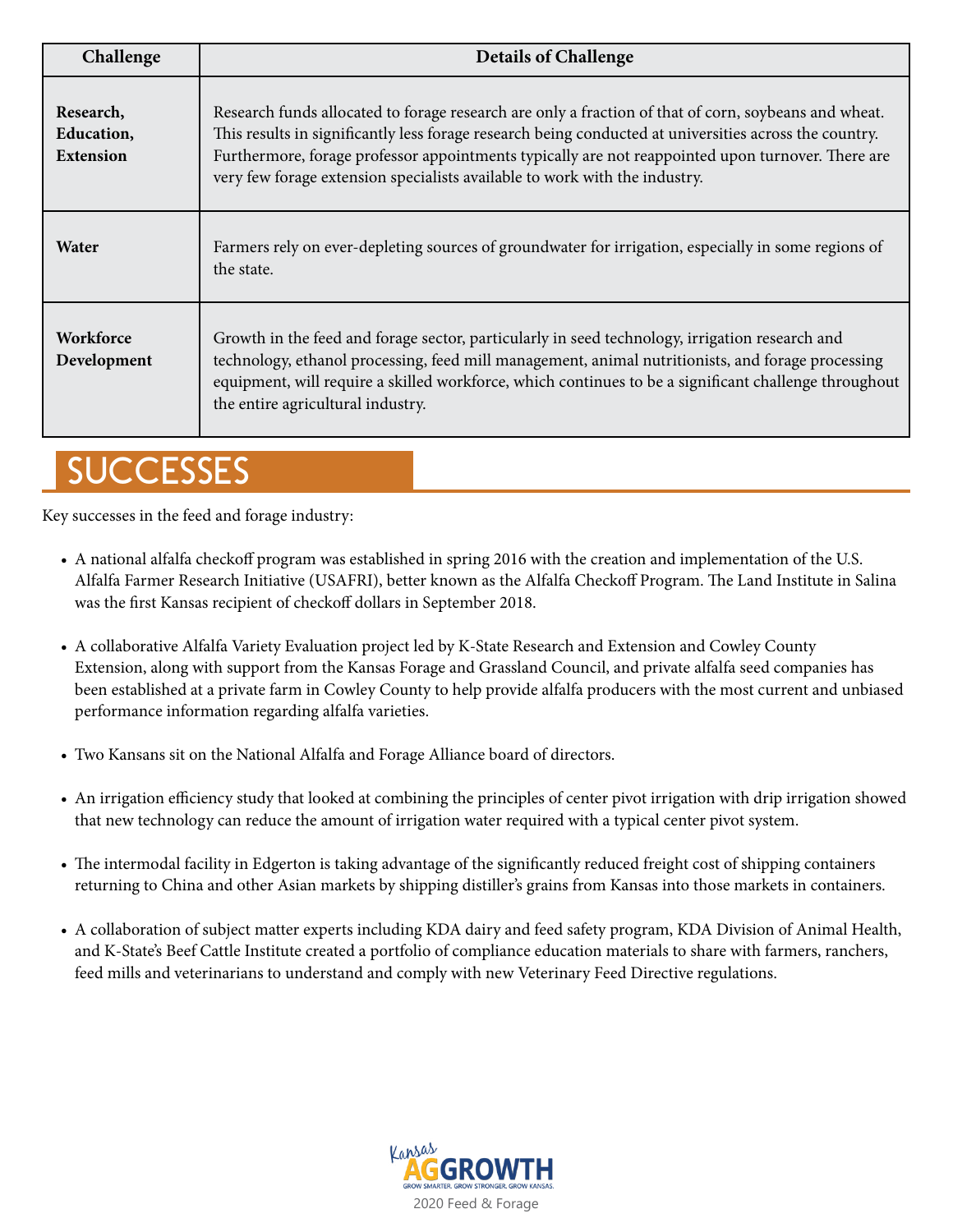| Challenge | Details of Challenge |
| --- | --- |
| **Research, Education, Extension** | Research funds allocated to forage research are only a fraction of that of corn, soybeans and wheat. This results in significantly less forage research being conducted at universities across the country. Furthermore, forage professor appointments typically are not reappointed upon turnover. There are very few forage extension specialists available to work with the industry. |
| **Water** | Farmers rely on ever-depleting sources of groundwater for irrigation, especially in some regions of the state. |
| **Workforce Development** | Growth in the feed and forage sector, particularly in seed technology, irrigation research and technology, ethanol processing, feed mill management, animal nutritionists, and forage processing equipment, will require a skilled workforce, which continues to be a significant challenge throughout the entire agricultural industry. |

# SUCCESSES

Key successes in the feed and forage industry:

- A national alfalfa checkoff program was established in spring 2016 with the creation and implementation of the U.S. Alfalfa Farmer Research Initiative (USAFRI), better known as the Alfalfa Checkoff Program. The Land Institute in Salina was the first Kansas recipient of checkoff dollars in September 2018.
- A collaborative Alfalfa Variety Evaluation project led by K-State Research and Extension and Cowley County Extension, along with support from the Kansas Forage and Grassland Council, and private alfalfa seed companies has been established at a private farm in Cowley County to help provide alfalfa producers with the most current and unbiased performance information regarding alfalfa varieties.
- Two Kansans sit on the National Alfalfa and Forage Alliance board of directors.
- An irrigation efficiency study that looked at combining the principles of center pivot irrigation with drip irrigation showed that new technology can reduce the amount of irrigation water required with a typical center pivot system.
- The intermodal facility in Edgerton is taking advantage of the significantly reduced freight cost of shipping containers returning to China and other Asian markets by shipping distiller's grains from Kansas into those markets in containers.
- A collaboration of subject matter experts including KDA dairy and feed safety program, KDA Division of Animal Health, and K-State's Beef Cattle Institute created a portfolio of compliance education materials to share with farmers, ranchers, feed mills and veterinarians to understand and comply with new Veterinary Feed Directive regulations.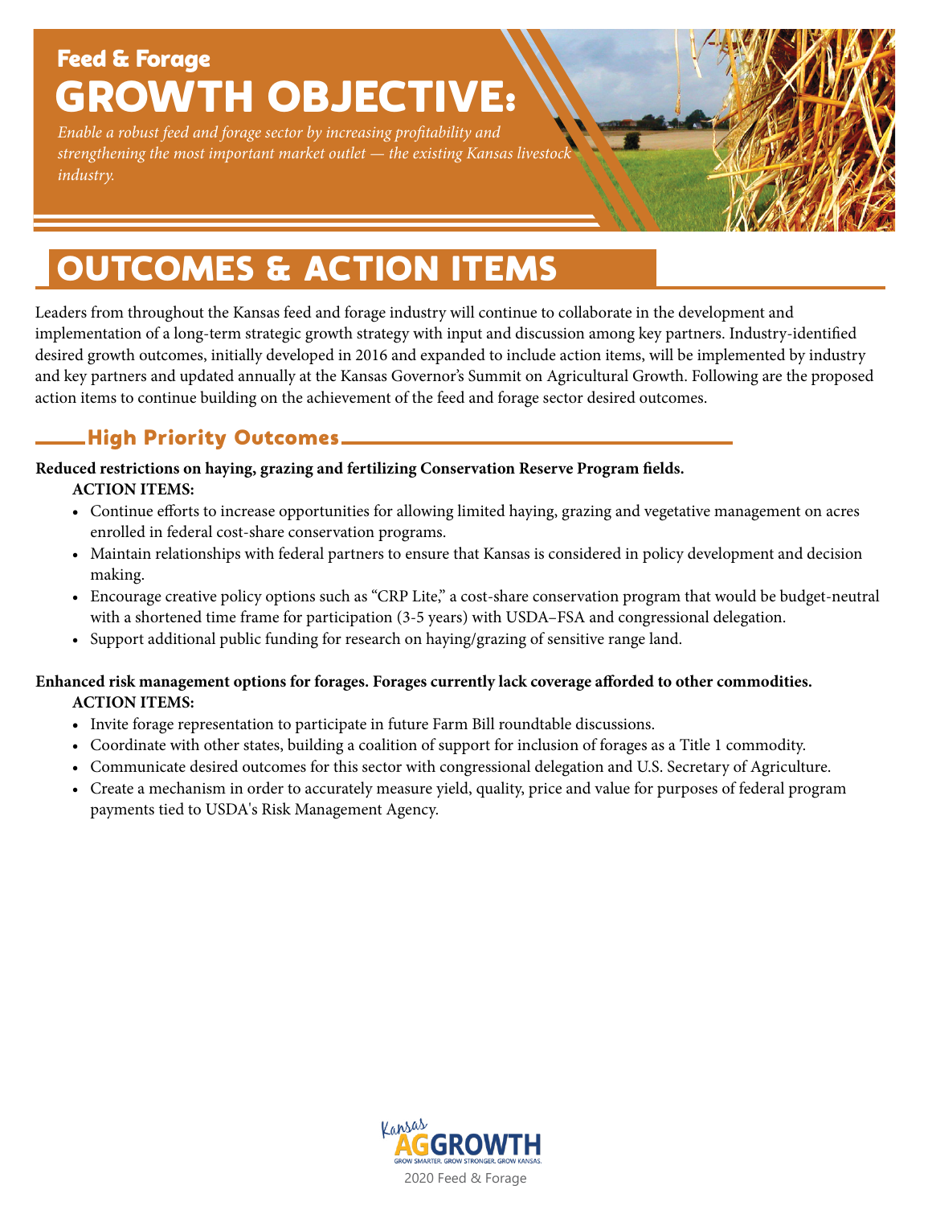## Feed & Forage

# GROWTH OBJECTIVE:

*Enable a robust feed and forage sector by increasing profitability and strengthening the most important market outlet — the existing Kansas livestock industry.*

# OUTCOMES & ACTION ITEMS

Leaders from throughout the Kansas feed and forage industry will continue to collaborate in the development and implementation of a long-term strategic growth strategy with input and discussion among key partners. Industry-identified desired growth outcomes, initially developed in 2016 and expanded to include action items, will be implemented by industry and key partners and updated annually at the Kansas Governor's Summit on Agricultural Growth. Following are the proposed action items to continue building on the achievement of the feed and forage sector desired outcomes.

## High Priority Outcomes

**Reduced restrictions on haying, grazing and fertilizing Conservation Reserve Program fields.**

**ACTION ITEMS:**

- Continue efforts to increase opportunities for allowing limited haying, grazing and vegetative management on acres enrolled in federal cost-share conservation programs.
- Maintain relationships with federal partners to ensure that Kansas is considered in policy development and decision making.
- Encourage creative policy options such as "CRP Lite," a cost-share conservation program that would be budget-neutral with a shortened time frame for participation (3-5 years) with USDA–FSA and congressional delegation.
- Support additional public funding for research on haying/grazing of sensitive range land.

**Enhanced risk management options for forages. Forages currently lack coverage afforded to other commodities.**

**ACTION ITEMS:**

- Invite forage representation to participate in future Farm Bill roundtable discussions.
- Coordinate with other states, building a coalition of support for inclusion of forages as a Title 1 commodity.
- Communicate desired outcomes for this sector with congressional delegation and U.S. Secretary of Agriculture.
- Create a mechanism in order to accurately measure yield, quality, price and value for purposes of federal program payments tied to USDA's Risk Management Agency.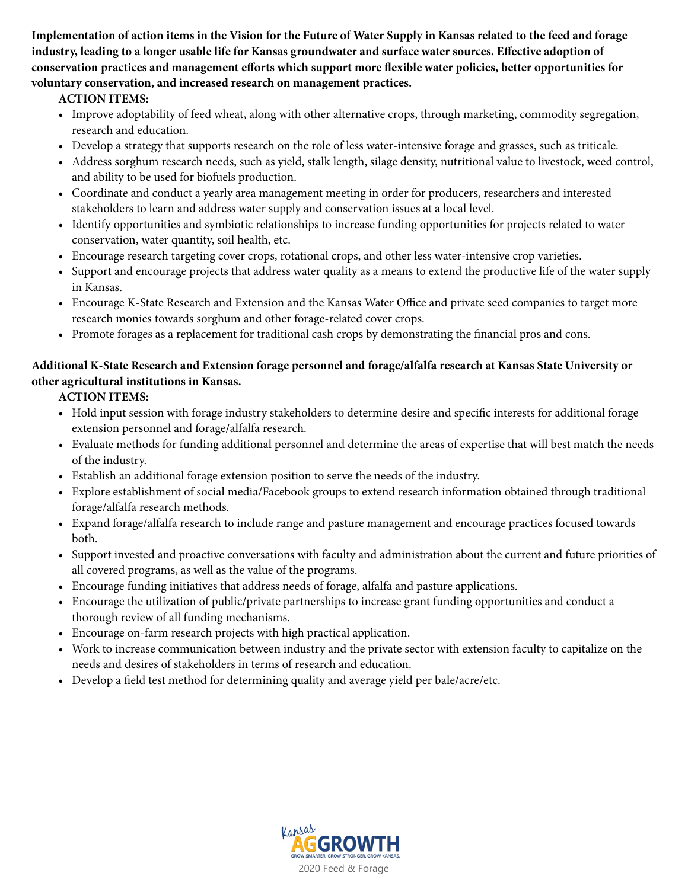**Implementation of action items in the Vision for the Future of Water Supply in Kansas related to the feed and forage industry, leading to a longer usable life for Kansas groundwater and surface water sources. Effective adoption of conservation practices and management efforts which support more flexible water policies, better opportunities for voluntary conservation, and increased research on management practices.**

**ACTION ITEMS:**

- Improve adoptability of feed wheat, along with other alternative crops, through marketing, commodity segregation, research and education.
- Develop a strategy that supports research on the role of less water-intensive forage and grasses, such as triticale.
- Address sorghum research needs, such as yield, stalk length, silage density, nutritional value to livestock, weed control, and ability to be used for biofuels production.
- Coordinate and conduct a yearly area management meeting in order for producers, researchers and interested stakeholders to learn and address water supply and conservation issues at a local level.
- Identify opportunities and symbiotic relationships to increase funding opportunities for projects related to water conservation, water quantity, soil health, etc.
- Encourage research targeting cover crops, rotational crops, and other less water-intensive crop varieties.
- Support and encourage projects that address water quality as a means to extend the productive life of the water supply in Kansas.
- Encourage K-State Research and Extension and the Kansas Water Office and private seed companies to target more research monies towards sorghum and other forage-related cover crops.
- Promote forages as a replacement for traditional cash crops by demonstrating the financial pros and cons.

**Additional K-State Research and Extension forage personnel and forage/alfalfa research at Kansas State University or other agricultural institutions in Kansas.**

**ACTION ITEMS:**

- Hold input session with forage industry stakeholders to determine desire and specific interests for additional forage extension personnel and forage/alfalfa research.
- Evaluate methods for funding additional personnel and determine the areas of expertise that will best match the needs of the industry.
- Establish an additional forage extension position to serve the needs of the industry.
- Explore establishment of social media/Facebook groups to extend research information obtained through traditional forage/alfalfa research methods.
- Expand forage/alfalfa research to include range and pasture management and encourage practices focused towards both.
- Support invested and proactive conversations with faculty and administration about the current and future priorities of all covered programs, as well as the value of the programs.
- Encourage funding initiatives that address needs of forage, alfalfa and pasture applications.
- Encourage the utilization of public/private partnerships to increase grant funding opportunities and conduct a thorough review of all funding mechanisms.
- Encourage on-farm research projects with high practical application.
- Work to increase communication between industry and the private sector with extension faculty to capitalize on the needs and desires of stakeholders in terms of research and education.
- Develop a field test method for determining quality and average yield per bale/acre/etc.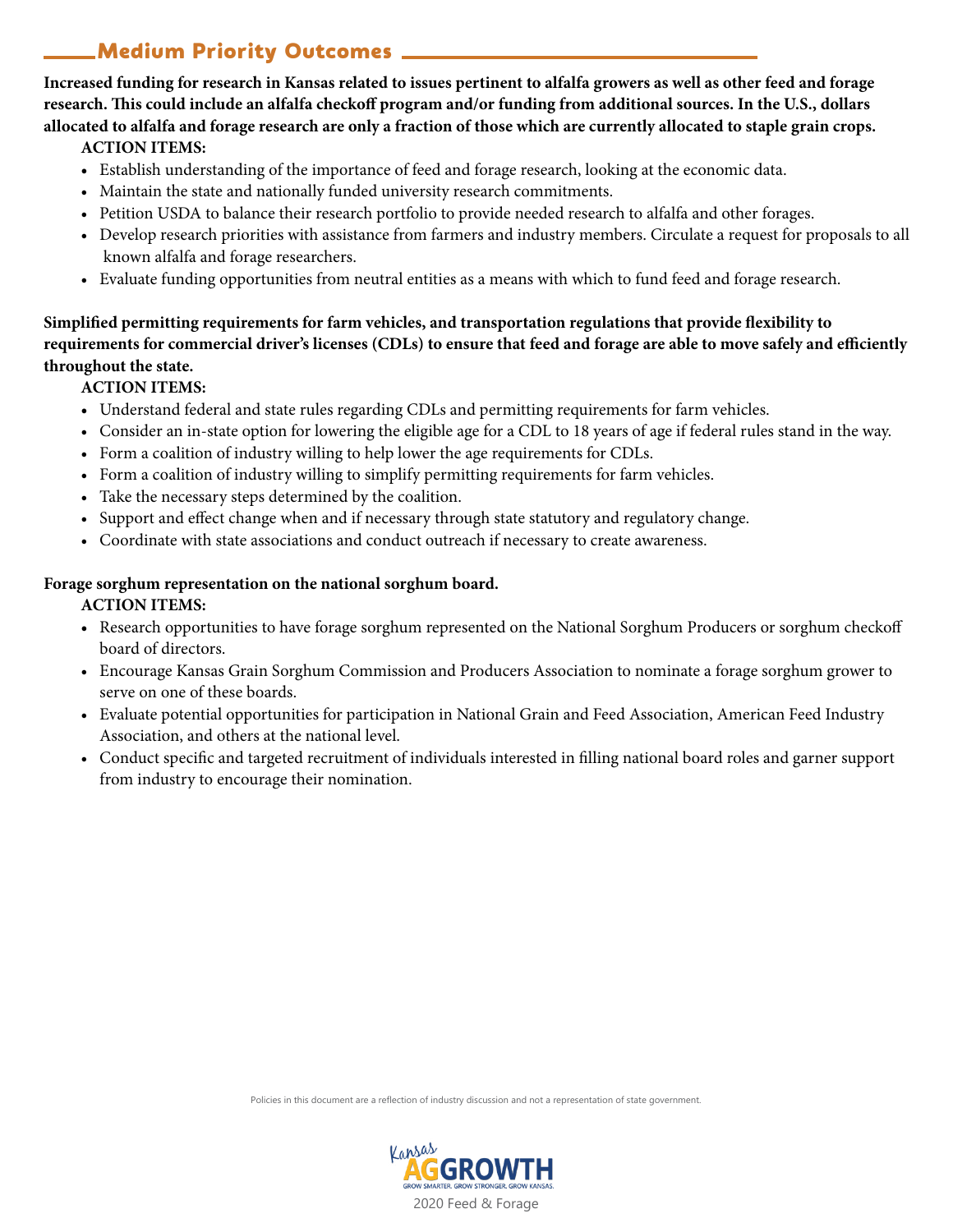## Medium Priority Outcomes

**Increased funding for research in Kansas related to issues pertinent to alfalfa growers as well as other feed and forage research. This could include an alfalfa checkoff program and/or funding from additional sources. In the U.S., dollars allocated to alfalfa and forage research are only a fraction of those which are currently allocated to staple grain crops.**

**ACTION ITEMS:**

- Establish understanding of the importance of feed and forage research, looking at the economic data.
- Maintain the state and nationally funded university research commitments.
- Petition USDA to balance their research portfolio to provide needed research to alfalfa and other forages.
- Develop research priorities with assistance from farmers and industry members. Circulate a request for proposals to all known alfalfa and forage researchers.
- Evaluate funding opportunities from neutral entities as a means with which to fund feed and forage research.

**Simplified permitting requirements for farm vehicles, and transportation regulations that provide flexibility to requirements for commercial driver's licenses (CDLs) to ensure that feed and forage are able to move safely and efficiently throughout the state.**

**ACTION ITEMS:**

- Understand federal and state rules regarding CDLs and permitting requirements for farm vehicles.
- Consider an in-state option for lowering the eligible age for a CDL to 18 years of age if federal rules stand in the way.
- Form a coalition of industry willing to help lower the age requirements for CDLs.
- Form a coalition of industry willing to simplify permitting requirements for farm vehicles.
- Take the necessary steps determined by the coalition.
- Support and effect change when and if necessary through state statutory and regulatory change.
- Coordinate with state associations and conduct outreach if necessary to create awareness.

**Forage sorghum representation on the national sorghum board.**

**ACTION ITEMS:**

- Research opportunities to have forage sorghum represented on the National Sorghum Producers or sorghum checkoff board of directors.
- Encourage Kansas Grain Sorghum Commission and Producers Association to nominate a forage sorghum grower to serve on one of these boards.
- Evaluate potential opportunities for participation in National Grain and Feed Association, American Feed Industry Association, and others at the national level.
- Conduct specific and targeted recruitment of individuals interested in filling national board roles and garner support from industry to encourage their nomination.

Policies in this document are a reflection of industry discussion and not a representation of state government.